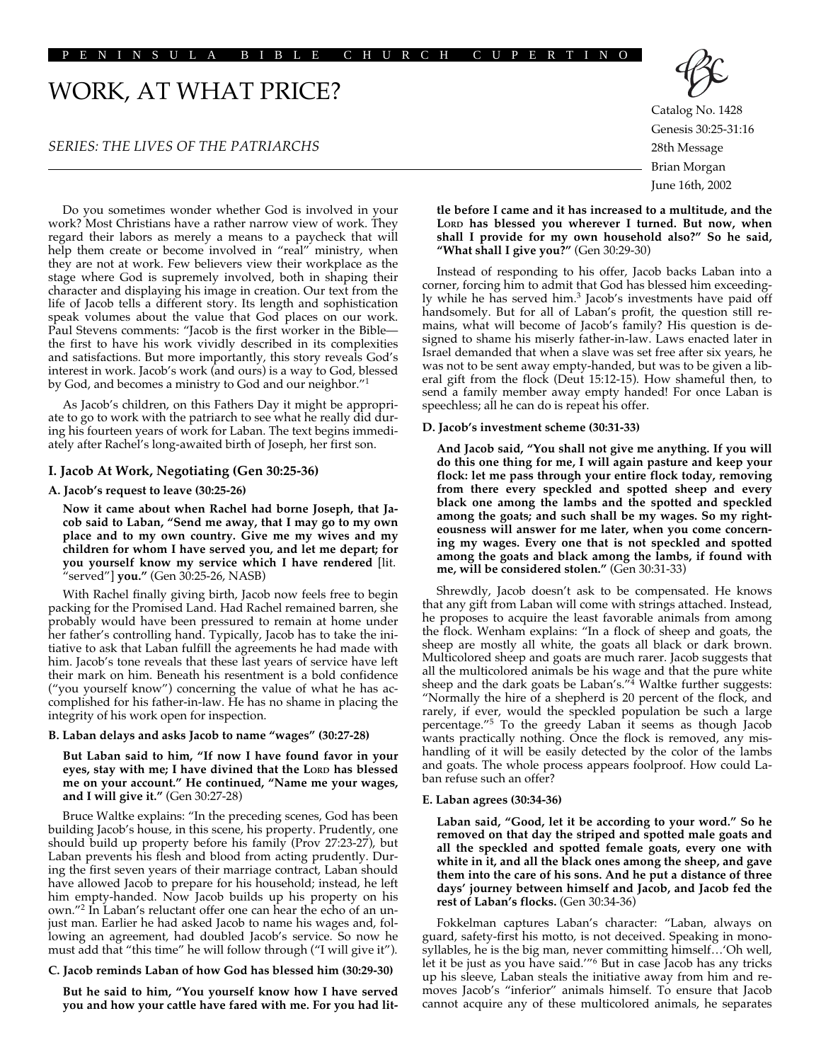PENINSULA BIBLE CHURCH CUPERTINO

# WORK, AT WHAT PRICE?

*SERIES: THE LIVES OF THE PATRIARCHS*

Catalog No. 1428
Genesis 30:25-31:16
28th Message
Brian Morgan
June 16th, 2002

Do you sometimes wonder whether God is involved in your work? Most Christians have a rather narrow view of work. They regard their labors as merely a means to a paycheck that will help them create or become involved in "real" ministry, when they are not at work. Few believers view their workplace as the stage where God is supremely involved, both in shaping their character and displaying his image in creation. Our text from the life of Jacob tells a different story. Its length and sophistication speak volumes about the value that God places on our work. Paul Stevens comments: "Jacob is the first worker in the Bible—the first to have his work vividly described in its complexities and satisfactions. But more importantly, this story reveals God's interest in work. Jacob's work (and ours) is a way to God, blessed by God, and becomes a ministry to God and our neighbor."[1]

As Jacob's children, on this Fathers Day it might be appropriate to go to work with the patriarch to see what he really did during his fourteen years of work for Laban. The text begins immediately after Rachel's long-awaited birth of Joseph, her first son.

## I. Jacob At Work, Negotiating (Gen 30:25-36)

### A. Jacob's request to leave (30:25-26)

**Now it came about when Rachel had borne Joseph, that Jacob said to Laban, "Send me away, that I may go to my own place and to my own country. Give me my wives and my children for whom I have served you, and let me depart; for you yourself know my service which I have rendered** [lit. "served"] **you."** (Gen 30:25-26, NASB)

With Rachel finally giving birth, Jacob now feels free to begin packing for the Promised Land. Had Rachel remained barren, she probably would have been pressured to remain at home under her father's controlling hand. Typically, Jacob has to take the initiative to ask that Laban fulfill the agreements he had made with him. Jacob's tone reveals that these last years of service have left their mark on him. Beneath his resentment is a bold confidence ("you yourself know") concerning the value of what he has accomplished for his father-in-law. He has no shame in placing the integrity of his work open for inspection.

### B. Laban delays and asks Jacob to name "wages" (30:27-28)

**But Laban said to him, "If now I have found favor in your eyes, stay with me; I have divined that the LORD has blessed me on your account." He continued, "Name me your wages, and I will give it."** (Gen 30:27-28)

Bruce Waltke explains: "In the preceding scenes, God has been building Jacob's house, in this scene, his property. Prudently, one should build up property before his family (Prov 27:23-27), but Laban prevents his flesh and blood from acting prudently. During the first seven years of their marriage contract, Laban should have allowed Jacob to prepare for his household; instead, he left him empty-handed. Now Jacob builds up his property on his own."[2] In Laban's reluctant offer one can hear the echo of an unjust man. Earlier he had asked Jacob to name his wages and, following an agreement, had doubled Jacob's service. So now he must add that "this time" he will follow through ("I will give it").

### C. Jacob reminds Laban of how God has blessed him (30:29-30)

**But he said to him, "You yourself know how I have served you and how your cattle have fared with me. For you had little before I came and it has increased to a multitude, and the LORD has blessed you wherever I turned. But now, when shall I provide for my own household also?" So he said, "What shall I give you?"** (Gen 30:29-30)

Instead of responding to his offer, Jacob backs Laban into a corner, forcing him to admit that God has blessed him exceedingly while he has served him.[3] Jacob's investments have paid off handsomely. But for all of Laban's profit, the question still remains, what will become of Jacob's family? His question is designed to shame his miserly father-in-law. Laws enacted later in Israel demanded that when a slave was set free after six years, he was not to be sent away empty-handed, but was to be given a liberal gift from the flock (Deut 15:12-15). How shameful then, to send a family member away empty handed! For once Laban is speechless; all he can do is repeat his offer.

### D. Jacob's investment scheme (30:31-33)

**And Jacob said, "You shall not give me anything. If you will do this one thing for me, I will again pasture and keep your flock: let me pass through your entire flock today, removing from there every speckled and spotted sheep and every black one among the lambs and the spotted and speckled among the goats; and such shall be my wages. So my righteousness will answer for me later, when you come concerning my wages. Every one that is not speckled and spotted among the goats and black among the lambs, if found with me, will be considered stolen."** (Gen 30:31-33)

Shrewdly, Jacob doesn't ask to be compensated. He knows that any gift from Laban will come with strings attached. Instead, he proposes to acquire the least favorable animals from among the flock. Wenham explains: "In a flock of sheep and goats, the sheep are mostly all white, the goats all black or dark brown. Multicolored sheep and goats are much rarer. Jacob suggests that all the multicolored animals be his wage and that the pure white sheep and the dark goats be Laban's."[4] Waltke further suggests: "Normally the hire of a shepherd is 20 percent of the flock, and rarely, if ever, would the speckled population be such a large percentage."[5] To the greedy Laban it seems as though Jacob wants practically nothing. Once the flock is removed, any mishandling of it will be easily detected by the color of the lambs and goats. The whole process appears foolproof. How could Laban refuse such an offer?

### E. Laban agrees (30:34-36)

**Laban said, "Good, let it be according to your word." So he removed on that day the striped and spotted male goats and all the speckled and spotted female goats, every one with white in it, and all the black ones among the sheep, and gave them into the care of his sons. And he put a distance of three days' journey between himself and Jacob, and Jacob fed the rest of Laban's flocks.** (Gen 30:34-36)

Fokkelman captures Laban's character: "Laban, always on guard, safety-first his motto, is not deceived. Speaking in monosyllables, he is the big man, never committing himself…'Oh well, let it be just as you have said.'"[6] But in case Jacob has any tricks up his sleeve, Laban steals the initiative away from him and removes Jacob's "inferior" animals himself. To ensure that Jacob cannot acquire any of these multicolored animals, he separates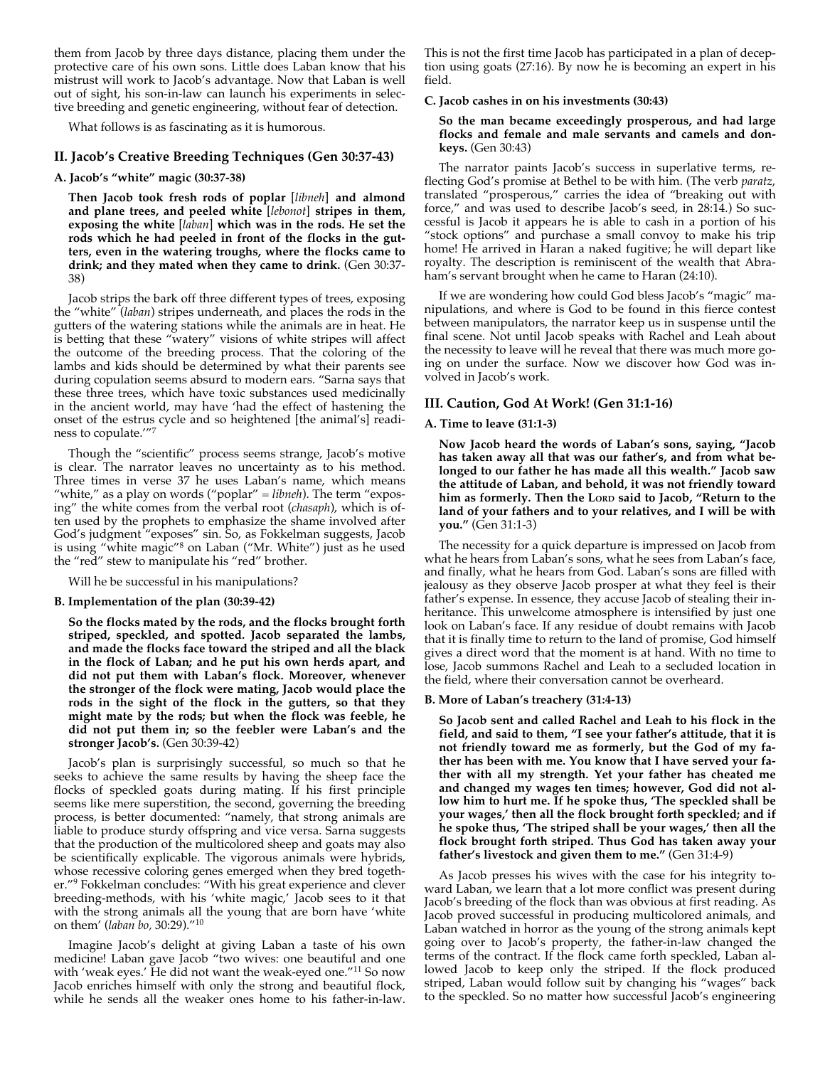them from Jacob by three days distance, placing them under the protective care of his own sons. Little does Laban know that his mistrust will work to Jacob's advantage. Now that Laban is well out of sight, his son-in-law can launch his experiments in selective breeding and genetic engineering, without fear of detection.

What follows is as fascinating as it is humorous.

## II. Jacob's Creative Breeding Techniques (Gen 30:37-43)

### A. Jacob's "white" magic (30:37-38)

> **Then Jacob took fresh rods of poplar [*libneh*] and almond and plane trees, and peeled white [*lebonot*] stripes in them, exposing the white [*laban*] which was in the rods. He set the rods which he had peeled in front of the flocks in the gutters, even in the watering troughs, where the flocks came to drink; and they mated when they came to drink.** (Gen 30:37-38)

Jacob strips the bark off three different types of trees, exposing the "white" (*laban*) stripes underneath, and places the rods in the gutters of the watering stations while the animals are in heat. He is betting that these "watery" visions of white stripes will affect the outcome of the breeding process. That the coloring of the lambs and kids should be determined by what their parents see during copulation seems absurd to modern ears. "Sarna says that these three trees, which have toxic substances used medicinally in the ancient world, may have 'had the effect of hastening the onset of the estrus cycle and so heightened [the animal's] readiness to copulate.'"[7]

Though the "scientific" process seems strange, Jacob's motive is clear. The narrator leaves no uncertainty as to his method. Three times in verse 37 he uses Laban's name, which means "white," as a play on words ("poplar" = *libneh*). The term "exposing" the white comes from the verbal root (*chasaph*), which is often used by the prophets to emphasize the shame involved after God's judgment "exposes" sin. So, as Fokkelman suggests, Jacob is using "white magic"[8] on Laban ("Mr. White") just as he used the "red" stew to manipulate his "red" brother.

Will he be successful in his manipulations?

### B. Implementation of the plan (30:39-42)

> **So the flocks mated by the rods, and the flocks brought forth striped, speckled, and spotted. Jacob separated the lambs, and made the flocks face toward the striped and all the black in the flock of Laban; and he put his own herds apart, and did not put them with Laban's flock. Moreover, whenever the stronger of the flock were mating, Jacob would place the rods in the sight of the flock in the gutters, so that they might mate by the rods; but when the flock was feeble, he did not put them in; so the feebler were Laban's and the stronger Jacob's.** (Gen 30:39-42)

Jacob's plan is surprisingly successful, so much so that he seeks to achieve the same results by having the sheep face the flocks of speckled goats during mating. If his first principle seems like mere superstition, the second, governing the breeding process, is better documented: "namely, that strong animals are liable to produce sturdy offspring and vice versa. Sarna suggests that the production of the multicolored sheep and goats may also be scientifically explicable. The vigorous animals were hybrids, whose recessive coloring genes emerged when they bred together."[9] Fokkelman concludes: "With his great experience and clever breeding-methods, with his 'white magic,' Jacob sees to it that with the strong animals all the young that are born have 'white on them' (*laban bo*, 30:29)."[10]

Imagine Jacob's delight at giving Laban a taste of his own medicine! Laban gave Jacob "two wives: one beautiful and one with 'weak eyes.' He did not want the weak-eyed one."[11] So now Jacob enriches himself with only the strong and beautiful flock, while he sends all the weaker ones home to his father-in-law. This is not the first time Jacob has participated in a plan of deception using goats (27:16). By now he is becoming an expert in his field.

### C. Jacob cashes in on his investments (30:43)

> **So the man became exceedingly prosperous, and had large flocks and female and male servants and camels and donkeys.** (Gen 30:43)

The narrator paints Jacob's success in superlative terms, reflecting God's promise at Bethel to be with him. (The verb *paratz*, translated "prosperous," carries the idea of "breaking out with force," and was used to describe Jacob's seed, in 28:14.) So successful is Jacob it appears he is able to cash in a portion of his "stock options" and purchase a small convoy to make his trip home! He arrived in Haran a naked fugitive; he will depart like royalty. The description is reminiscent of the wealth that Abraham's servant brought when he came to Haran (24:10).

If we are wondering how could God bless Jacob's "magic" manipulations, and where is God to be found in this fierce contest between manipulators, the narrator keep us in suspense until the final scene. Not until Jacob speaks with Rachel and Leah about the necessity to leave will he reveal that there was much more going on under the surface. Now we discover how God was involved in Jacob's work.

## III. Caution, God At Work! (Gen 31:1-16)

### A. Time to leave (31:1-3)

> **Now Jacob heard the words of Laban's sons, saying, "Jacob has taken away all that was our father's, and from what belonged to our father he has made all this wealth." Jacob saw the attitude of Laban, and behold, it was not friendly toward him as formerly. Then the Lord said to Jacob, "Return to the land of your fathers and to your relatives, and I will be with you."** (Gen 31:1-3)

The necessity for a quick departure is impressed on Jacob from what he hears from Laban's sons, what he sees from Laban's face, and finally, what he hears from God. Laban's sons are filled with jealousy as they observe Jacob prosper at what they feel is their father's expense. In essence, they accuse Jacob of stealing their inheritance. This unwelcome atmosphere is intensified by just one look on Laban's face. If any residue of doubt remains with Jacob that it is finally time to return to the land of promise, God himself gives a direct word that the moment is at hand. With no time to lose, Jacob summons Rachel and Leah to a secluded location in the field, where their conversation cannot be overheard.

### B. More of Laban's treachery (31:4-13)

> **So Jacob sent and called Rachel and Leah to his flock in the field, and said to them, "I see your father's attitude, that it is not friendly toward me as formerly, but the God of my father has been with me. You know that I have served your father with all my strength. Yet your father has cheated me and changed my wages ten times; however, God did not allow him to hurt me. If he spoke thus, 'The speckled shall be your wages,' then all the flock brought forth speckled; and if he spoke thus, 'The striped shall be your wages,' then all the flock brought forth striped. Thus God has taken away your father's livestock and given them to me."** (Gen 31:4-9)

As Jacob presses his wives with the case for his integrity toward Laban, we learn that a lot more conflict was present during Jacob's breeding of the flock than was obvious at first reading. As Jacob proved successful in producing multicolored animals, and Laban watched in horror as the young of the strong animals kept going over to Jacob's property, the father-in-law changed the terms of the contract. If the flock came forth speckled, Laban allowed Jacob to keep only the striped. If the flock produced striped, Laban would follow suit by changing his "wages" back to the speckled. So no matter how successful Jacob's engineering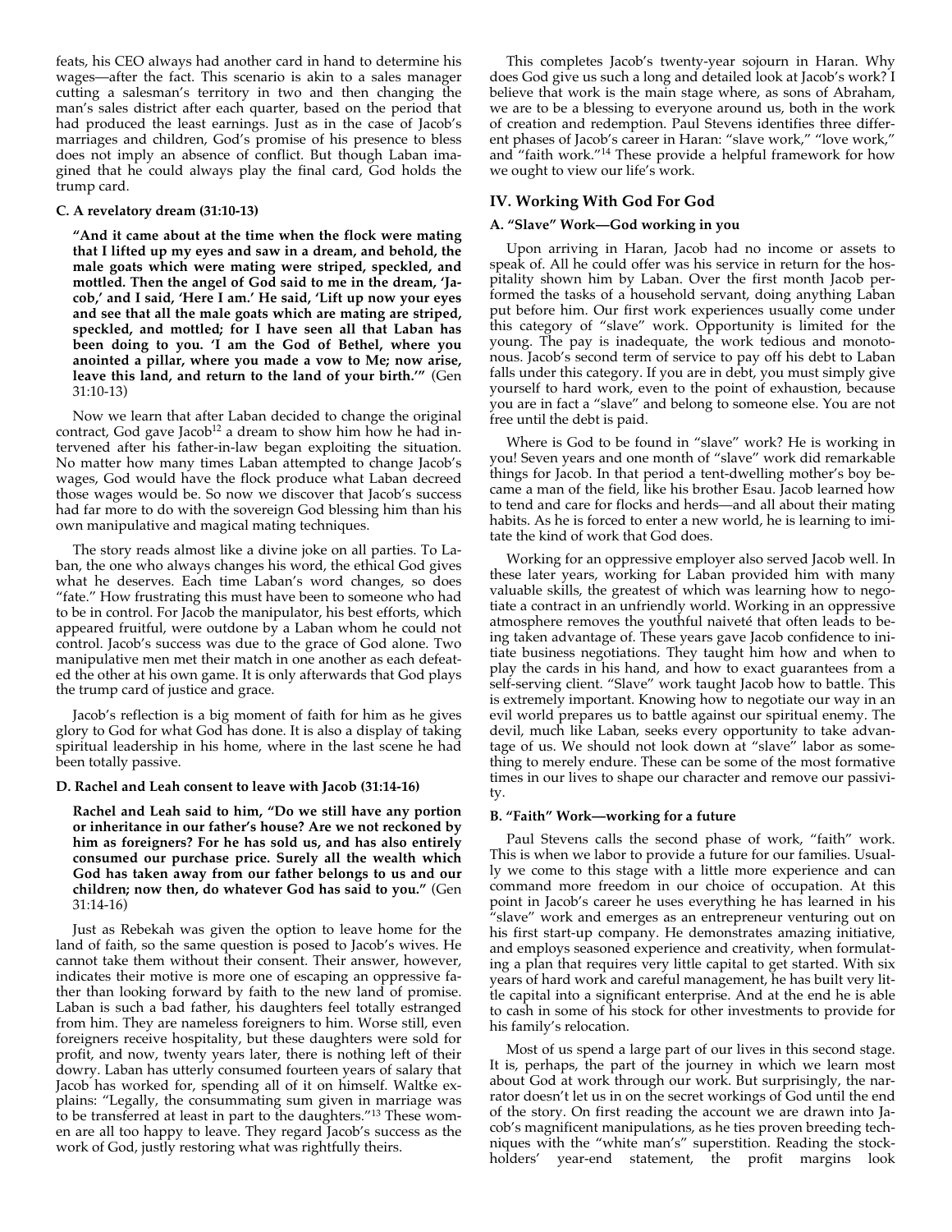feats, his CEO always had another card in hand to determine his wages—after the fact. This scenario is akin to a sales manager cutting a salesman's territory in two and then changing the man's sales district after each quarter, based on the period that had produced the least earnings. Just as in the case of Jacob's marriages and children, God's promise of his presence to bless does not imply an absence of conflict. But though Laban imagined that he could always play the final card, God holds the trump card.

#### C. A revelatory dream (31:10-13)

> **"And it came about at the time when the flock were mating that I lifted up my eyes and saw in a dream, and behold, the male goats which were mating were striped, speckled, and mottled. Then the angel of God said to me in the dream, 'Jacob,' and I said, 'Here I am.' He said, 'Lift up now your eyes and see that all the male goats which are mating are striped, speckled, and mottled; for I have seen all that Laban has been doing to you. 'I am the God of Bethel, where you anointed a pillar, where you made a vow to Me; now arise, leave this land, and return to the land of your birth.'"** (Gen 31:10-13)

Now we learn that after Laban decided to change the original contract, God gave Jacob[12] a dream to show him how he had intervened after his father-in-law began exploiting the situation. No matter how many times Laban attempted to change Jacob's wages, God would have the flock produce what Laban decreed those wages would be. So now we discover that Jacob's success had far more to do with the sovereign God blessing him than his own manipulative and magical mating techniques.

The story reads almost like a divine joke on all parties. To Laban, the one who always changes his word, the ethical God gives what he deserves. Each time Laban's word changes, so does "fate." How frustrating this must have been to someone who had to be in control. For Jacob the manipulator, his best efforts, which appeared fruitful, were outdone by a Laban whom he could not control. Jacob's success was due to the grace of God alone. Two manipulative men met their match in one another as each defeated the other at his own game. It is only afterwards that God plays the trump card of justice and grace.

Jacob's reflection is a big moment of faith for him as he gives glory to God for what God has done. It is also a display of taking spiritual leadership in his home, where in the last scene he had been totally passive.

#### D. Rachel and Leah consent to leave with Jacob (31:14-16)

> **Rachel and Leah said to him, "Do we still have any portion or inheritance in our father's house? Are we not reckoned by him as foreigners? For he has sold us, and has also entirely consumed our purchase price. Surely all the wealth which God has taken away from our father belongs to us and our children; now then, do whatever God has said to you."** (Gen 31:14-16)

Just as Rebekah was given the option to leave home for the land of faith, so the same question is posed to Jacob's wives. He cannot take them without their consent. Their answer, however, indicates their motive is more one of escaping an oppressive father than looking forward by faith to the new land of promise. Laban is such a bad father, his daughters feel totally estranged from him. They are nameless foreigners to him. Worse still, even foreigners receive hospitality, but these daughters were sold for profit, and now, twenty years later, there is nothing left of their dowry. Laban has utterly consumed fourteen years of salary that Jacob has worked for, spending all of it on himself. Waltke explains: "Legally, the consummating sum given in marriage was to be transferred at least in part to the daughters."[13] These women are all too happy to leave. They regard Jacob's success as the work of God, justly restoring what was rightfully theirs.

This completes Jacob's twenty-year sojourn in Haran. Why does God give us such a long and detailed look at Jacob's work? I believe that work is the main stage where, as sons of Abraham, we are to be a blessing to everyone around us, both in the work of creation and redemption. Paul Stevens identifies three different phases of Jacob's career in Haran: "slave work," "love work," and "faith work."[14] These provide a helpful framework for how we ought to view our life's work.

### IV. Working With God For God

#### A. "Slave" Work—God working in you

Upon arriving in Haran, Jacob had no income or assets to speak of. All he could offer was his service in return for the hospitality shown him by Laban. Over the first month Jacob performed the tasks of a household servant, doing anything Laban put before him. Our first work experiences usually come under this category of "slave" work. Opportunity is limited for the young. The pay is inadequate, the work tedious and monotonous. Jacob's second term of service to pay off his debt to Laban falls under this category. If you are in debt, you must simply give yourself to hard work, even to the point of exhaustion, because you are in fact a "slave" and belong to someone else. You are not free until the debt is paid.

Where is God to be found in "slave" work? He is working in you! Seven years and one month of "slave" work did remarkable things for Jacob. In that period a tent-dwelling mother's boy became a man of the field, like his brother Esau. Jacob learned how to tend and care for flocks and herds—and all about their mating habits. As he is forced to enter a new world, he is learning to imitate the kind of work that God does.

Working for an oppressive employer also served Jacob well. In these later years, working for Laban provided him with many valuable skills, the greatest of which was learning how to negotiate a contract in an unfriendly world. Working in an oppressive atmosphere removes the youthful naiveté that often leads to being taken advantage of. These years gave Jacob confidence to initiate business negotiations. They taught him how and when to play the cards in his hand, and how to exact guarantees from a self-serving client. "Slave" work taught Jacob how to battle. This is extremely important. Knowing how to negotiate our way in an evil world prepares us to battle against our spiritual enemy. The devil, much like Laban, seeks every opportunity to take advantage of us. We should not look down at "slave" labor as something to merely endure. These can be some of the most formative times in our lives to shape our character and remove our passivity.

#### B. "Faith" Work—working for a future

Paul Stevens calls the second phase of work, "faith" work. This is when we labor to provide a future for our families. Usually we come to this stage with a little more experience and can command more freedom in our choice of occupation. At this point in Jacob's career he uses everything he has learned in his "slave" work and emerges as an entrepreneur venturing out on his first start-up company. He demonstrates amazing initiative, and employs seasoned experience and creativity, when formulating a plan that requires very little capital to get started. With six years of hard work and careful management, he has built very little capital into a significant enterprise. And at the end he is able to cash in some of his stock for other investments to provide for his family's relocation.

Most of us spend a large part of our lives in this second stage. It is, perhaps, the part of the journey in which we learn most about God at work through our work. But surprisingly, the narrator doesn't let us in on the secret workings of God until the end of the story. On first reading the account we are drawn into Jacob's magnificent manipulations, as he ties proven breeding techniques with the "white man's" superstition. Reading the stockholders' year-end statement, the profit margins look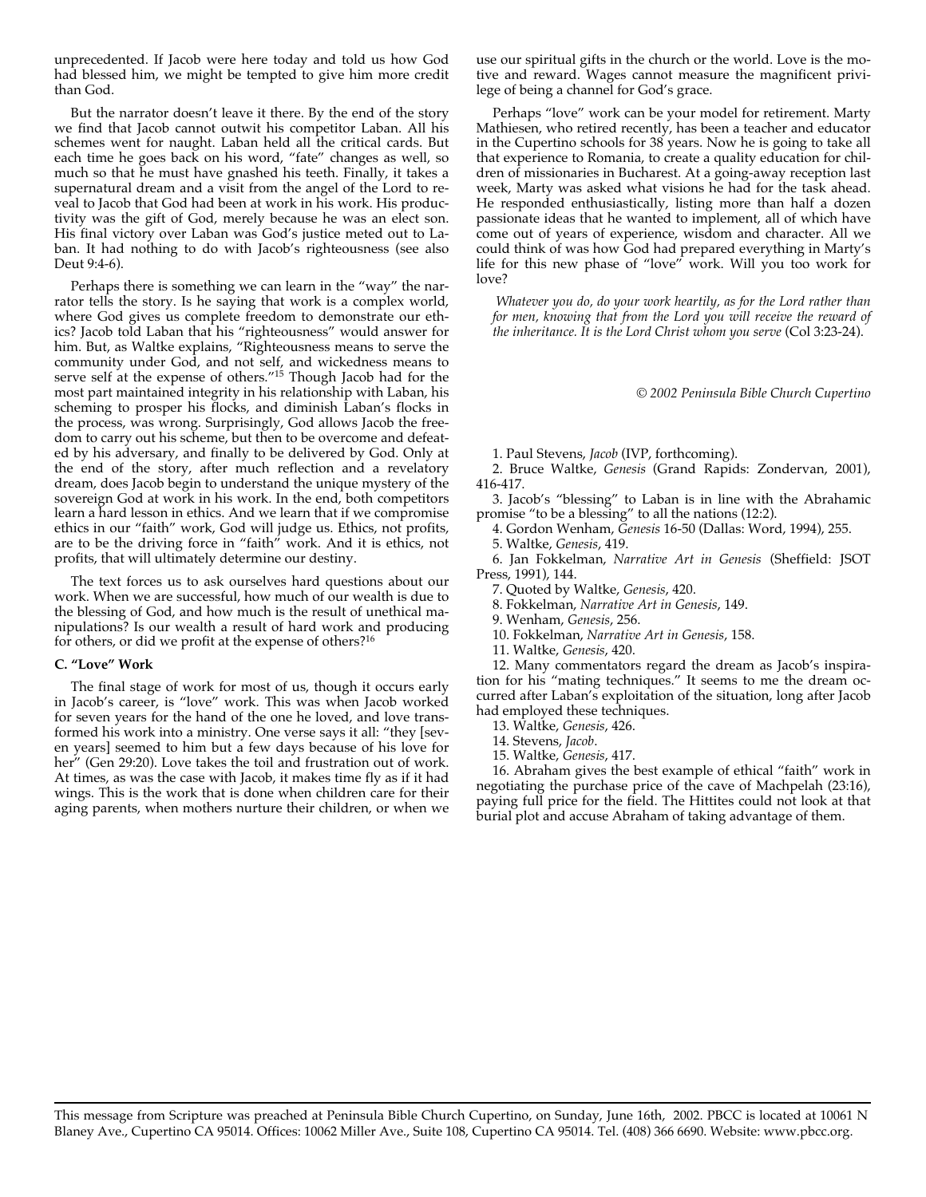unprecedented. If Jacob were here today and told us how God had blessed him, we might be tempted to give him more credit than God.

But the narrator doesn't leave it there. By the end of the story we find that Jacob cannot outwit his competitor Laban. All his schemes went for naught. Laban held all the critical cards. But each time he goes back on his word, "fate" changes as well, so much so that he must have gnashed his teeth. Finally, it takes a supernatural dream and a visit from the angel of the Lord to reveal to Jacob that God had been at work in his work. His productivity was the gift of God, merely because he was an elect son. His final victory over Laban was God's justice meted out to Laban. It had nothing to do with Jacob's righteousness (see also Deut 9:4-6).

Perhaps there is something we can learn in the "way" the narrator tells the story. Is he saying that work is a complex world, where God gives us complete freedom to demonstrate our ethics? Jacob told Laban that his "righteousness" would answer for him. But, as Waltke explains, "Righteousness means to serve the community under God, and not self, and wickedness means to serve self at the expense of others."[15] Though Jacob had for the most part maintained integrity in his relationship with Laban, his scheming to prosper his flocks, and diminish Laban's flocks in the process, was wrong. Surprisingly, God allows Jacob the freedom to carry out his scheme, but then to be overcome and defeated by his adversary, and finally to be delivered by God. Only at the end of the story, after much reflection and a revelatory dream, does Jacob begin to understand the unique mystery of the sovereign God at work in his work. In the end, both competitors learn a hard lesson in ethics. And we learn that if we compromise ethics in our "faith" work, God will judge us. Ethics, not profits, are to be the driving force in "faith" work. And it is ethics, not profits, that will ultimately determine our destiny.

The text forces us to ask ourselves hard questions about our work. When we are successful, how much of our wealth is due to the blessing of God, and how much is the result of unethical manipulations? Is our wealth a result of hard work and producing for others, or did we profit at the expense of others?[16]

**C. "Love" Work**

The final stage of work for most of us, though it occurs early in Jacob's career, is "love" work. This was when Jacob worked for seven years for the hand of the one he loved, and love transformed his work into a ministry. One verse says it all: "they [seven years] seemed to him but a few days because of his love for her" (Gen 29:20). Love takes the toil and frustration out of work. At times, as was the case with Jacob, it makes time fly as if it had wings. This is the work that is done when children care for their aging parents, when mothers nurture their children, or when we use our spiritual gifts in the church or the world. Love is the motive and reward. Wages cannot measure the magnificent privilege of being a channel for God's grace.

Perhaps "love" work can be your model for retirement. Marty Mathiesen, who retired recently, has been a teacher and educator in the Cupertino schools for 38 years. Now he is going to take all that experience to Romania, to create a quality education for children of missionaries in Bucharest. At a going-away reception last week, Marty was asked what visions he had for the task ahead. He responded enthusiastically, listing more than half a dozen passionate ideas that he wanted to implement, all of which have come out of years of experience, wisdom and character. All we could think of was how God had prepared everything in Marty's life for this new phase of "love" work. Will you too work for love?

> *Whatever you do, do your work heartily, as for the Lord rather than for men, knowing that from the Lord you will receive the reward of the inheritance. It is the Lord Christ whom you serve* (Col 3:23-24).

*© 2002 Peninsula Bible Church Cupertino*

1. Paul Stevens, *Jacob* (IVP, forthcoming).
2. Bruce Waltke, *Genesis* (Grand Rapids: Zondervan, 2001), 416-417.
3. Jacob's "blessing" to Laban is in line with the Abrahamic promise "to be a blessing" to all the nations (12:2).
4. Gordon Wenham, *Genesis* 16-50 (Dallas: Word, 1994), 255.
5. Waltke, *Genesis*, 419.
6. Jan Fokkelman, *Narrative Art in Genesis* (Sheffield: JSOT Press, 1991), 144.
7. Quoted by Waltke, *Genesis*, 420.
8. Fokkelman, *Narrative Art in Genesis*, 149.
9. Wenham, *Genesis*, 256.
10. Fokkelman, *Narrative Art in Genesis*, 158.
11. Waltke, *Genesis*, 420.
12. Many commentators regard the dream as Jacob's inspiration for his "mating techniques." It seems to me the dream occurred after Laban's exploitation of the situation, long after Jacob had employed these techniques.
13. Waltke, *Genesis*, 426.
14. Stevens, *Jacob*.
15. Waltke, *Genesis*, 417.
16. Abraham gives the best example of ethical "faith" work in negotiating the purchase price of the cave of Machpelah (23:16), paying full price for the field. The Hittites could not look at that burial plot and accuse Abraham of taking advantage of them.

This message from Scripture was preached at Peninsula Bible Church Cupertino, on Sunday, June 16th, 2002. PBCC is located at 10061 N Blaney Ave., Cupertino CA 95014. Offices: 10062 Miller Ave., Suite 108, Cupertino CA 95014. Tel. (408) 366 6690. Website: www.pbcc.org.